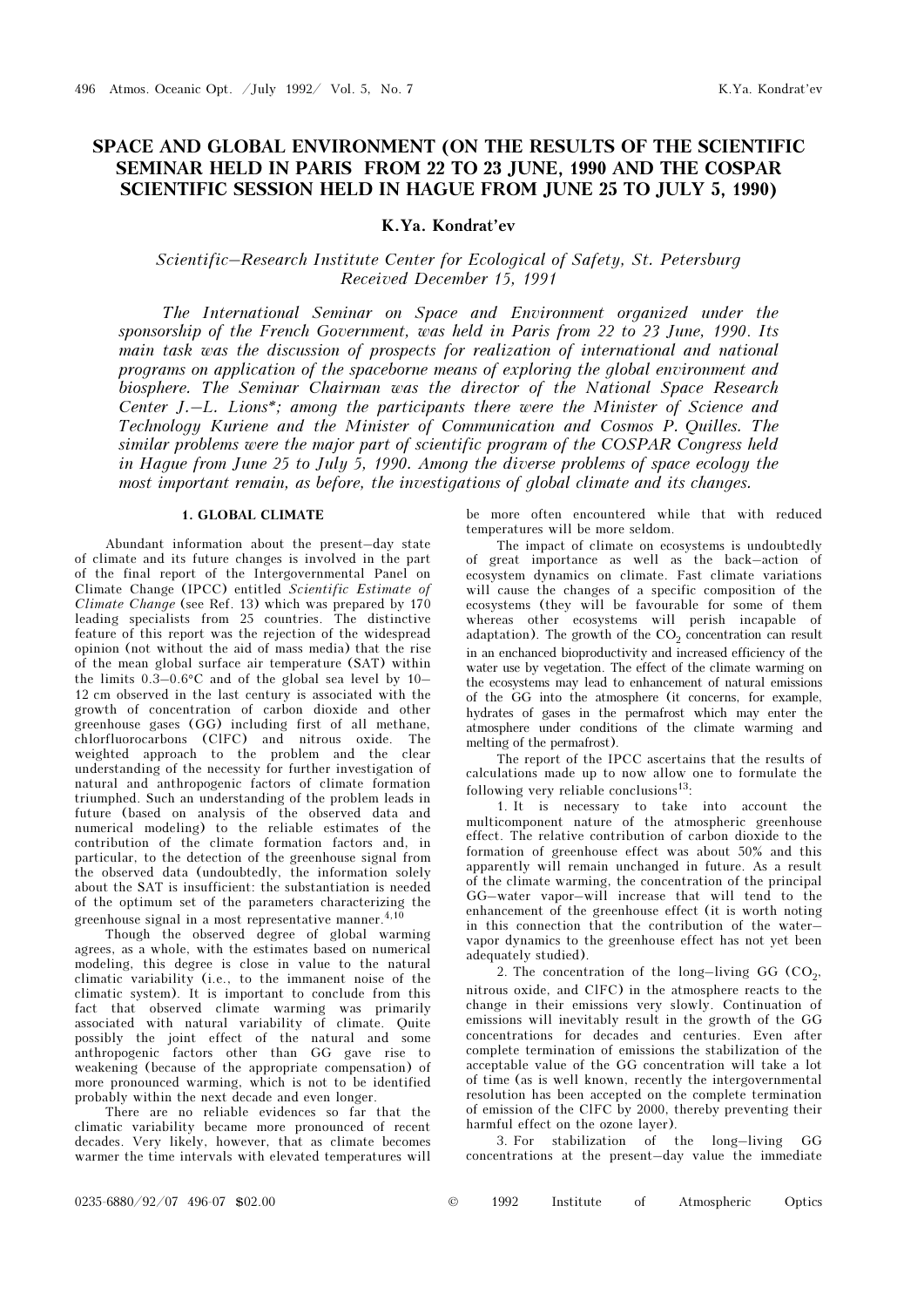# SPACE AND GLOBAL ENVIRONMENT (ON THE RESULTS OF THE SCIENTIFIC SEMINAR HELD IN PARIS FROM 22 TO 23 JUNE, 1990 AND THE COSPAR SCIENTIFIC SESSION HELD IN HAGUE FROM JUNE 25 TO JULY 5, 1990)

**K.Ya. Kondrat'ev**

*Scientific–Research Institute Center for Ecological of Safety, St. Petersburg*
*Received December 15, 1991*

*The International Seminar on Space and Environment organized under the sponsorship of the French Government, was held in Paris from 22 to 23 June, 1990. Its main task was the discussion of prospects for realization of international and national programs on application of the spaceborne means of exploring the global environment and biosphere. The Seminar Chairman was the director of the National Space Research Center J.–L. Lions\*; among the participants there were the Minister of Science and Technology Kuriene and the Minister of Communication and Cosmos P. Quilles. The similar problems were the major part of scientific program of the COSPAR Congress held in Hague from June 25 to July 5, 1990. Among the diverse problems of space ecology the most important remain, as before, the investigations of global climate and its changes.*

## 1. GLOBAL CLIMATE

Abundant information about the present–day state of climate and its future changes is involved in the part of the final report of the Intergovernmental Panel on Climate Change (IPCC) entitled *Scientific Estimate of Climate Change* (see Ref. 13) which was prepared by 170 leading specialists from 25 countries. The distinctive feature of this report was the rejection of the widespread opinion (not without the aid of mass media) that the rise of the mean global surface air temperature (SAT) within the limits 0.3–0.6°C and of the global sea level by 10–12 cm observed in the last century is associated with the growth of concentration of carbon dioxide and other greenhouse gases (GG) including first of all methane, chlorfluorocarbons (ClFC) and nitrous oxide. The weighted approach to the problem and the clear understanding of the necessity for further investigation of natural and anthropogenic factors of climate formation triumphed. Such an understanding of the problem leads in future (based on analysis of the observed data and numerical modeling) to the reliable estimates of the contribution of the climate formation factors and, in particular, to the detection of the greenhouse signal from the observed data (undoubtedly, the information solely about the SAT is insufficient: the substantiation is needed of the optimum set of the parameters characterizing the greenhouse signal in a most representative manner.[4,10]

Though the observed degree of global warming agrees, as a whole, with the estimates based on numerical modeling, this degree is close in value to the natural climatic variability (i.e., to the immanent noise of the climatic system). It is important to conclude from this fact that observed climate warming was primarily associated with natural variability of climate. Quite possibly the joint effect of the natural and some anthropogenic factors other than GG gave rise to weakening (because of the appropriate compensation) of more pronounced warming, which is not to be identified probably within the next decade and even longer.

There are no reliable evidences so far that the climatic variability became more pronounced of recent decades. Very likely, however, that as climate becomes warmer the time intervals with elevated temperatures will be more often encountered while that with reduced temperatures will be more seldom.

The impact of climate on ecosystems is undoubtedly of great importance as well as the back–action of ecosystem dynamics on climate. Fast climate variations will cause the changes of a specific composition of the ecosystems (they will be favourable for some of them whereas other ecosystems will perish incapable of adaptation). The growth of the $CO_2$ concentration can result in an enchanced bioproductivity and increased efficiency of the water use by vegetation. The effect of the climate warming on the ecosystems may lead to enhancement of natural emissions of the GG into the atmosphere (it concerns, for example, hydrates of gases in the permafrost which may enter the atmosphere under conditions of the climate warming and melting of the permafrost).

The report of the IPCC ascertains that the results of calculations made up to now allow one to formulate the following very reliable conclusions[13]:

1. It is necessary to take into account the multicomponent nature of the atmospheric greenhouse effect. The relative contribution of carbon dioxide to the formation of greenhouse effect was about 50% and this apparently will remain unchanged in future. As a result of the climate warming, the concentration of the principal GG—water vapor—will increase that will tend to the enhancement of the greenhouse effect (it is worth noting in this connection that the contribution of the water–vapor dynamics to the greenhouse effect has not yet been adequately studied).

2. The concentration of the long–living GG ($CO_2$, nitrous oxide, and ClFC) in the atmosphere reacts to the change in their emissions very slowly. Continuation of emissions will inevitably result in the growth of the GG concentrations for decades and centuries. Even after complete termination of emissions the stabilization of the acceptable value of the GG concentration will take a lot of time (as is well known, recently the intergovernmental resolution has been accepted on the complete termination of emission of the ClFC by 2000, thereby preventing their harmful effect on the ozone layer).

3. For stabilization of the long–living GG concentrations at the present–day value the immediate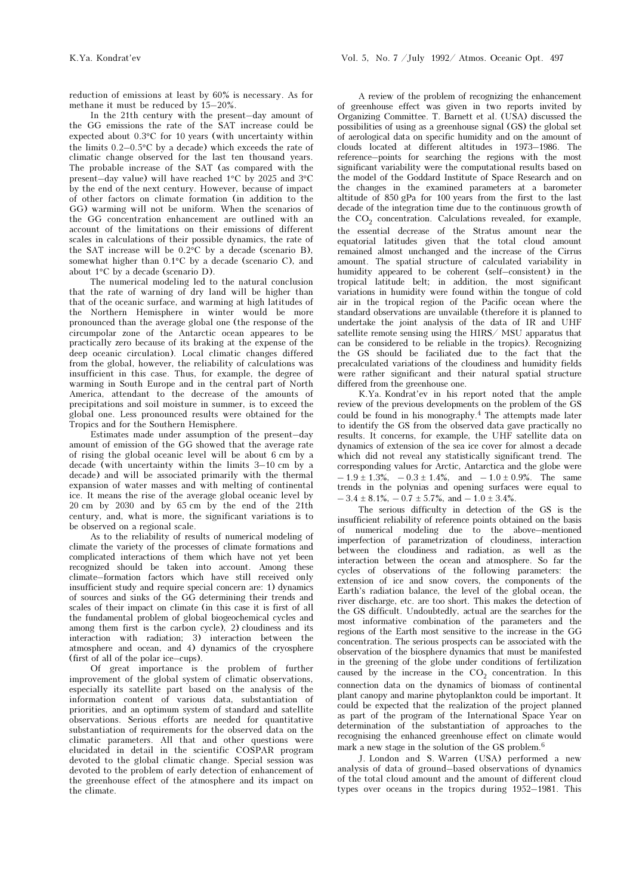reduction of emissions at least by 60% is necessary. As for methane it must be reduced by 15–20%.

In the 21th century with the present–day amount of the GG emissions the rate of the SAT increase could be expected about 0.3°C for 10 years (with uncertainty within the limits 0.2–0.5°C by a decade) which exceeds the rate of climatic change observed for the last ten thousand years. The probable increase of the SAT (as compared with the present–day value) will have reached 1°C by 2025 and 3°C by the end of the next century. However, because of impact of other factors on climate formation (in addition to the GG) warming will not be uniform. When the scenarios of the GG concentration enhancement are outlined with an account of the limitations on their emissions of different scales in calculations of their possible dynamics, the rate of the SAT increase will be 0.2°C by a decade (scenario B), somewhat higher than 0.1°C by a decade (scenario C), and about 1°C by a decade (scenario D).

The numerical modeling led to the natural conclusion that the rate of warning of dry land will be higher than that of the oceanic surface, and warming at high latitudes of the Northern Hemisphere in winter would be more pronounced than the average global one (the response of the circumpolar zone of the Antarctic ocean appeares to be practically zero because of its braking at the expense of the deep oceanic circulation). Local climatic changes differed from the global, however, the reliability of calculations was insufficient in this case. Thus, for example, the degree of warming in South Europe and in the central part of North America, attendant to the decrease of the amounts of precipitations and soil moisture in summer, is to exceed the global one. Less pronounced results were obtained for the Tropics and for the Southern Hemisphere.

Estimates made under assumption of the present–day amount of emission of the GG showed that the average rate of rising the global oceanic level will be about 6 cm by a decade (with uncertainty within the limits 3–10 cm by a decade) and will be associated primarily with the thermal expansion of water masses and with melting of continental ice. It means the rise of the average global oceanic level by 20 cm by 2030 and by 65 cm by the end of the 21th century, and, what is more, the significant variations is to be observed on a regional scale.

As to the reliability of results of numerical modeling of climate the variety of the processes of climate formations and complicated interactions of them which have not yet been recognized should be taken into account. Among these climate–formation factors which have still received only insufficient study and require special concern are: 1) dynamics of sources and sinks of the GG determining their trends and scales of their impact on climate (in this case it is first of all the fundamental problem of global biogeochemical cycles and among them first is the carbon cycle), 2) cloudiness and its interaction with radiation; 3) interaction between the atmosphere and ocean, and 4) dynamics of the cryosphere (first of all of the polar ice–cups).

Of great importance is the problem of further improvement of the global system of climatic observations, especially its satellite part based on the analysis of the information content of various data, substantiation of priorities, and an optimum system of standard and satellite observations. Serious efforts are needed for quantitative substantiation of requirements for the observed data on the climatic parameters. All that and other questions were elucidated in detail in the scientific COSPAR program devoted to the global climatic change. Special session was devoted to the problem of early detection of enhancement of the greenhouse effect of the atmosphere and its impact on the climate.

A review of the problem of recognizing the enhancement of greenhouse effect was given in two reports invited by Organizing Committee. T. Barnett et al. (USA) discussed the possibilities of using as a greenhouse signal (GS) the global set of aerological data on specific humidity and on the amount of clouds located at different altitudes in 1973–1986. The reference–points for searching the regions with the most significant variability were the computational results based on the model of the Goddard Institute of Space Research and on the changes in the examined parameters at a barometer altitude of 850 gPa for 100 years from the first to the last decade of the integration time due to the continuous growth of the $CO_2$ concentration. Calculations revealed, for example, the essential decrease of the Stratus amount near the equatorial latitudes given that the total cloud amount remained almost unchanged and the increase of the Cirrus amount. The spatial structure of calculated variability in humidity appeared to be coherent (self–consistent) in the tropical latitude belt; in addition, the most significant variations in humidity were found within the tongue of cold air in the tropical region of the Pacific ocean where the standard observations are unvailable (therefore it is planned to undertake the joint analysis of the data of IR and UHF satellite remote sensing using the HIRS/ MSU apparatus that can be considered to be reliable in the tropics). Recognizing the GS should be faciliated due to the fact that the precalculated variations of the cloudiness and humidity fields were rather significant and their natural spatial structure differed from the greenhouse one.

K.Ya. Kondrat'ev in his report noted that the ample review of the previous developments on the problem of the GS could be found in his monography.[4] The attempts made later to identify the GS from the observed data gave practically no results. It concerns, for example, the UHF satellite data on dynamics of extension of the sea ice cover for almost a decade which did not reveal any statistically significant trend. The corresponding values for Arctic, Antarctica and the globe were $-1.9 \pm 1.3\%$, $-0.3 \pm 1.4\%$, and $-1.0 \pm 0.9\%$. The same trends in the polynias and opening surfaces were equal to $-3.4 \pm 8.1\%$, $-0.7 \pm 5.7\%$, and $-1.0 \pm 3.4\%$.

The serious difficulty in detection of the GS is the insufficient reliability of reference points obtained on the basis of numerical modeling due to the above–mentioned imperfection of parametrization of cloudiness, interaction between the cloudiness and radiation, as well as the interaction between the ocean and atmosphere. So far the cycles of observations of the following parameters: the extension of ice and snow covers, the components of the Earth's radiation balance, the level of the global ocean, the river discharge, etc. are too short. This makes the detection of the GS difficult. Undoubtedly, actual are the searches for the most informative combination of the parameters and the regions of the Earth most sensitive to the increase in the GG concentration. The serious prospects can be associated with the observation of the biosphere dynamics that must be manifested in the greening of the globe under conditions of fertilization caused by the increase in the $CO_2$ concentration. In this connection data on the dynamics of biomass of continental plant canopy and marine phytoplankton could be important. It could be expected that the realization of the project planned as part of the program of the International Space Year on determination of the substantiation of approaches to the recognising the enhanced greenhouse effect on climate would mark a new stage in the solution of the GS problem.[6]

J. London and S. Warren (USA) performed a new analysis of data of ground–based observations of dynamics of the total cloud amount and the amount of different cloud types over oceans in the tropics during 1952–1981. This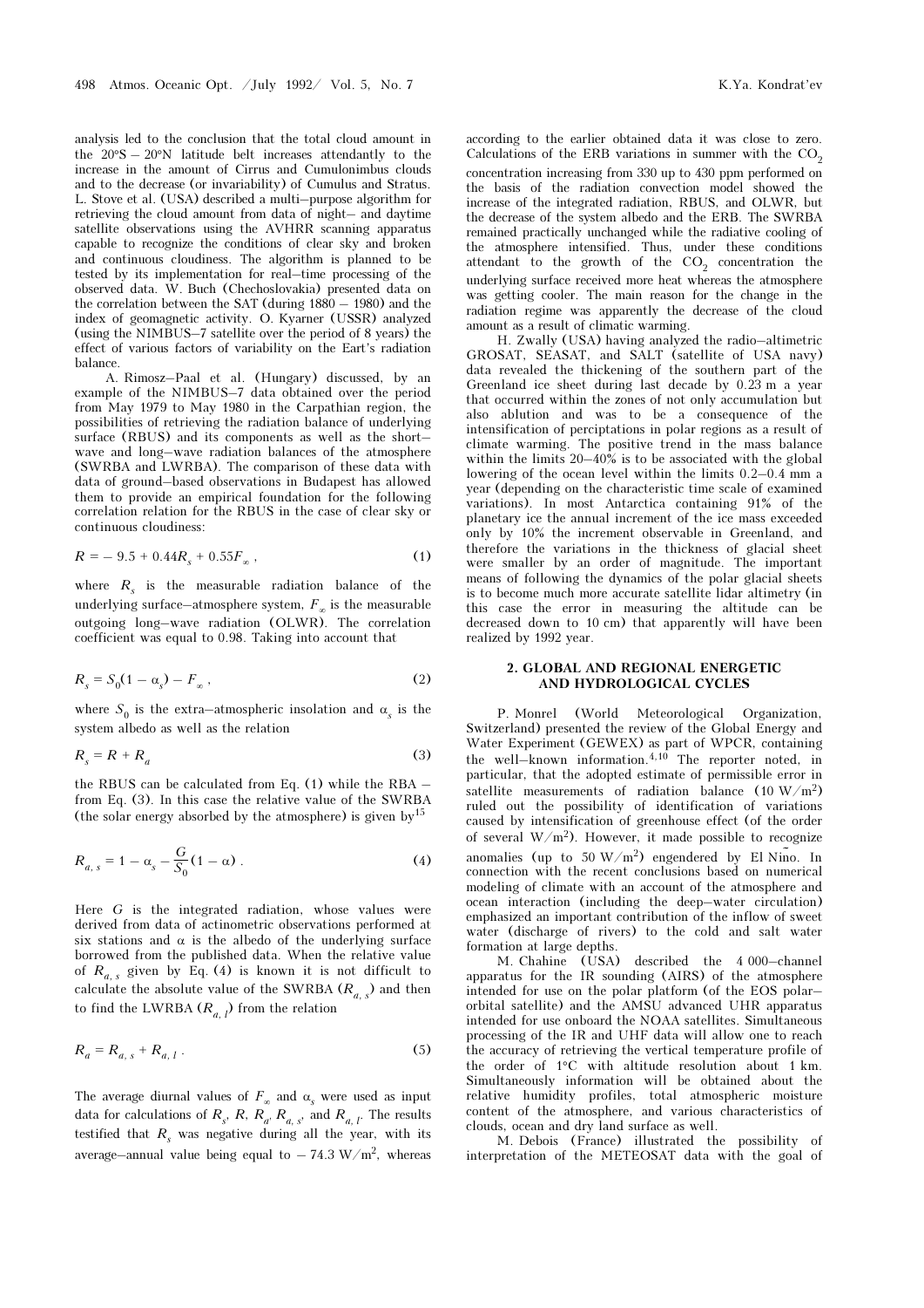analysis led to the conclusion that the total cloud amount in the 20°S – 20°N latitude belt increases attendantly to the increase in the amount of Cirrus and Cumulonimbus clouds and to the decrease (or invariability) of Cumulus and Stratus. L. Stove et al. (USA) described a multi–purpose algorithm for retrieving the cloud amount from data of night– and daytime satellite observations using the AVHRR scanning apparatus capable to recognize the conditions of clear sky and broken and continuous cloudiness. The algorithm is planned to be tested by its implementation for real–time processing of the observed data. W. Buch (Chechoslovakia) presented data on the correlation between the SAT (during 1880 – 1980) and the index of geomagnetic activity. O. Kyarner (USSR) analyzed (using the NIMBUS–7 satellite over the period of 8 years) the effect of various factors of variability on the Eart's radiation balance.

A. Rimosz–Paal et al. (Hungary) discussed, by an example of the NIMBUS–7 data obtained over the period from May 1979 to May 1980 in the Carpathian region, the possibilities of retrieving the radiation balance of underlying surface (RBUS) and its components as well as the short–wave and long–wave radiation balances of the atmosphere (SWRBA and LWRBA). The comparison of these data with data of ground–based observations in Budapest has allowed them to provide an empirical foundation for the following correlation relation for the RBUS in the case of clear sky or continuous cloudiness:

$$R = -\,9.5 + 0.44R_s + 0.55F_\infty\,, \tag{1}$$

where $R_s$ is the measurable radiation balance of the underlying surface–atmosphere system, $F_\infty$ is the measurable outgoing long–wave radiation (OLWR). The correlation coefficient was equal to 0.98. Taking into account that

$$R_s = S_0(1 - \alpha_s) - F_\infty\,, \tag{2}$$

where $S_0$ is the extra–atmospheric insolation and $\alpha_s$ is the system albedo as well as the relation

$$R_s = R + R_a \tag{3}$$

the RBUS can be calculated from Eq. (1) while the RBA – from Eq. (3). In this case the relative value of the SWRBA (the solar energy absorbed by the atmosphere) is given by[15]

$$R_{a,\,s} = 1 - \alpha_s - \frac{G}{S_0}(1 - \alpha)\,. \tag{4}$$

Here $G$ is the integrated radiation, whose values were derived from data of actinometric observations performed at six stations and $\alpha$ is the albedo of the underlying surface borrowed from the published data. When the relative value of $R_{a,\,s}$ given by Eq. (4) is known it is not difficult to calculate the absolute value of the SWRBA ($R_{a,\,s}$) and then to find the LWRBA ($R_{a,\,l}$) from the relation

$$R_a = R_{a,\,s} + R_{a,\,l}\,. \tag{5}$$

The average diurnal values of $F_\infty$ and $\alpha_s$ were used as input data for calculations of $R_s$, $R$, $R_a$, $R_{a,\,s}$, and $R_{a,\,l}$. The results testified that $R_s$ was negative during all the year, with its average–annual value being equal to $-\,74.3$ W/m$^2$, whereas according to the earlier obtained data it was close to zero. Calculations of the ERB variations in summer with the $CO_2$ concentration increasing from 330 up to 430 ppm performed on the basis of the radiation convection model showed the increase of the integrated radiation, RBUS, and OLWR, but the decrease of the system albedo and the ERB. The SWRBA remained practically unchanged while the radiative cooling of the atmosphere intensified. Thus, under these conditions attendant to the growth of the $CO_2$ concentration the underlying surface received more heat whereas the atmosphere was getting cooler. The main reason for the change in the radiation regime was apparently the decrease of the cloud amount as a result of climatic warming.

H. Zwally (USA) having analyzed the radio–altimetric GROSAT, SEASAT, and SALT (satellite of USA navy) data revealed the thickening of the southern part of the Greenland ice sheet during last decade by 0.23 m a year that occurred within the zones of not only accumulation but also ablution and was to be a consequence of the intensification of perciptations in polar regions as a result of climate warming. The positive trend in the mass balance within the limits 20–40% is to be associated with the global lowering of the ocean level within the limits 0.2–0.4 mm a year (depending on the characteristic time scale of examined variations). In most Antarctica containing 91% of the planetary ice the annual increment of the ice mass exceeded only by 10% the increment observable in Greenland, and therefore the variations in the thickness of glacial sheet were smaller by an order of magnitude. The important means of following the dynamics of the polar glacial sheets is to become much more accurate satellite lidar altimetry (in this case the error in measuring the altitude can be decreased down to 10 cm) that apparently will have been realized by 1992 year.

## 2. GLOBAL AND REGIONAL ENERGETIC AND HYDROLOGICAL CYCLES

P. Monrel (World Meteorological Organization, Switzerland) presented the review of the Global Energy and Water Experiment (GEWEX) as part of WPCR, containing the well–known information.[4,10] The reporter noted, in particular, that the adopted estimate of permissible error in satellite measurements of radiation balance (10 W/m$^2$) ruled out the possibility of identification of variations caused by intensification of greenhouse effect (of the order of several W/m$^2$). However, it made possible to recognize anomalies (up to 50 W/m$^2$) engendered by El Niño. In connection with the recent conclusions based on numerical modeling of climate with an account of the atmosphere and ocean interaction (including the deep–water circulation) emphasized an important contribution of the inflow of sweet water (discharge of rivers) to the cold and salt water formation at large depths.

M. Chahine (USA) described the 4 000–channel apparatus for the IR sounding (AIRS) of the atmosphere intended for use on the polar platform (of the EOS polar–orbital satellite) and the AMSU advanced UHR apparatus intended for use onboard the NOAA satellites. Simultaneous processing of the IR and UHF data will allow one to reach the accuracy of retrieving the vertical temperature profile of the order of 1°C with altitude resolution about 1 km. Simultaneously information will be obtained about the relative humidity profiles, total atmospheric moisture content of the atmosphere, and various characteristics of clouds, ocean and dry land surface as well.

M. Debois (France) illustrated the possibility of interpretation of the METEOSAT data with the goal of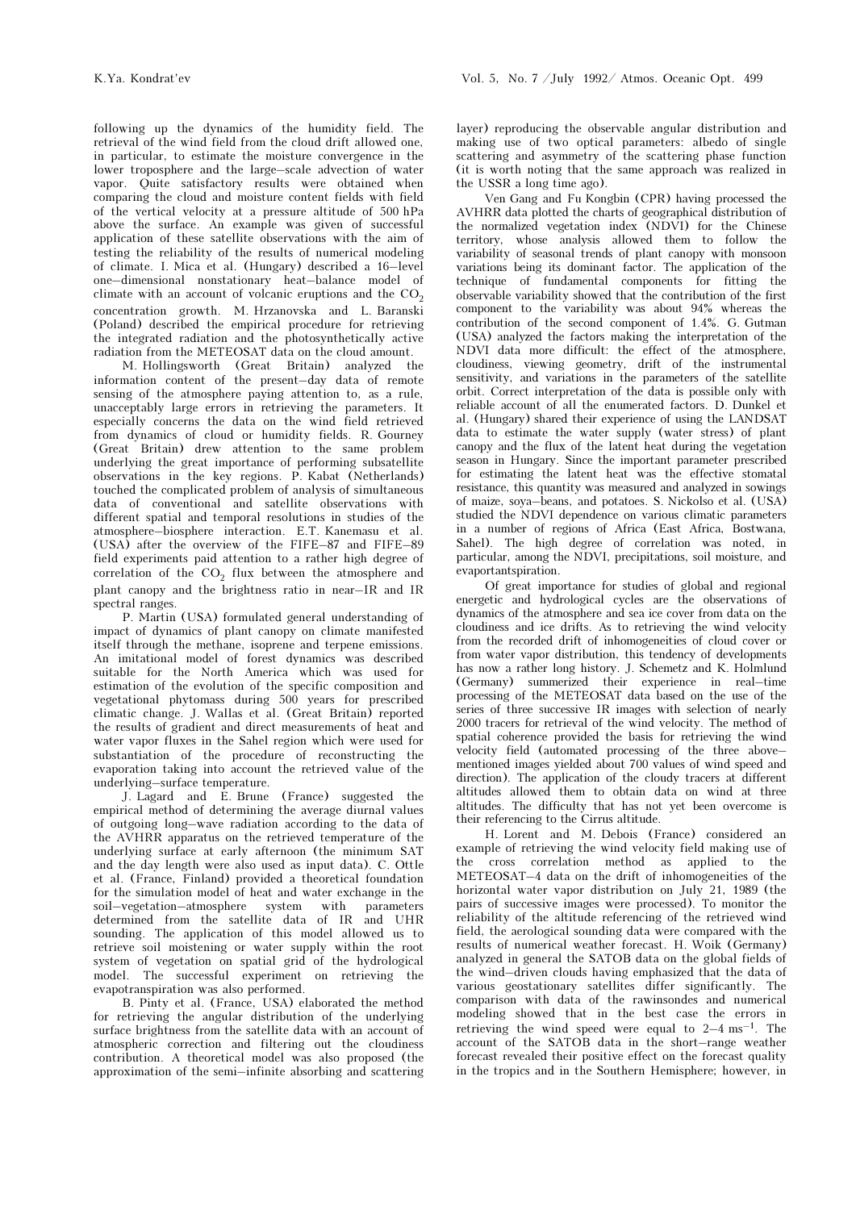following up the dynamics of the humidity field. The retrieval of the wind field from the cloud drift allowed one, in particular, to estimate the moisture convergence in the lower troposphere and the large–scale advection of water vapor. Quite satisfactory results were obtained when comparing the cloud and moisture content fields with field of the vertical velocity at a pressure altitude of 500 hPa above the surface. An example was given of successful application of these satellite observations with the aim of testing the reliability of the results of numerical modeling of climate. I. Mica et al. (Hungary) described a 16–level one–dimensional nonstationary heat–balance model of climate with an account of volcanic eruptions and the $CO_2$ concentration growth. M. Hrzanovska and L. Baranski (Poland) described the empirical procedure for retrieving the integrated radiation and the photosynthetically active radiation from the METEOSAT data on the cloud amount.

M. Hollingsworth (Great Britain) analyzed the information content of the present–day data of remote sensing of the atmosphere paying attention to, as a rule, unacceptably large errors in retrieving the parameters. It especially concerns the data on the wind field retrieved from dynamics of cloud or humidity fields. R. Gourney (Great Britain) drew attention to the same problem underlying the great importance of performing subsatellite observations in the key regions. P. Kabat (Netherlands) touched the complicated problem of analysis of simultaneous data of conventional and satellite observations with different spatial and temporal resolutions in studies of the atmosphere–biosphere interaction. E.T. Kanemasu et al. (USA) after the overview of the FIFE–87 and FIFE–89 field experiments paid attention to a rather high degree of correlation of the $CO_2$ flux between the atmosphere and plant canopy and the brightness ratio in near–IR and IR spectral ranges.

P. Martin (USA) formulated general understanding of impact of dynamics of plant canopy on climate manifested itself through the methane, isoprene and terpene emissions. An imitational model of forest dynamics was described suitable for the North America which was used for estimation of the evolution of the specific composition and vegetational phytomass during 500 years for prescribed climatic change. J. Wallas et al. (Great Britain) reported the results of gradient and direct measurements of heat and water vapor fluxes in the Sahel region which were used for substantiation of the procedure of reconstructing the evaporation taking into account the retrieved value of the underlying–surface temperature.

J. Lagard and E. Brune (France) suggested the empirical method of determining the average diurnal values of outgoing long–wave radiation according to the data of the AVHRR apparatus on the retrieved temperature of the underlying surface at early afternoon (the minimum SAT and the day length were also used as input data). C. Ottle et al. (France, Finland) provided a theoretical foundation for the simulation model of heat and water exchange in the soil–vegetation–atmosphere system with parameters determined from the satellite data of IR and UHR sounding. The application of this model allowed us to retrieve soil moistening or water supply within the root system of vegetation on spatial grid of the hydrological model. The successful experiment on retrieving the evapotranspiration was also performed.

B. Pinty et al. (France, USA) elaborated the method for retrieving the angular distribution of the underlying surface brightness from the satellite data with an account of atmospheric correction and filtering out the cloudiness contribution. A theoretical model was also proposed (the approximation of the semi–infinite absorbing and scattering layer) reproducing the observable angular distribution and making use of two optical parameters: albedo of single scattering and asymmetry of the scattering phase function (it is worth noting that the same approach was realized in the USSR a long time ago).

Ven Gang and Fu Kongbin (CPR) having processed the AVHRR data plotted the charts of geographical distribution of the normalized vegetation index (NDVI) for the Chinese territory, whose analysis allowed them to follow the variability of seasonal trends of plant canopy with monsoon variations being its dominant factor. The application of the technique of fundamental components for fitting the observable variability showed that the contribution of the first component to the variability was about 94% whereas the contribution of the second component of 1.4%. G. Gutman (USA) analyzed the factors making the interpretation of the NDVI data more difficult: the effect of the atmosphere, cloudiness, viewing geometry, drift of the instrumental sensitivity, and variations in the parameters of the satellite orbit. Correct interpretation of the data is possible only with reliable account of all the enumerated factors. D. Dunkel et al. (Hungary) shared their experience of using the LANDSAT data to estimate the water supply (water stress) of plant canopy and the flux of the latent heat during the vegetation season in Hungary. Since the important parameter prescribed for estimating the latent heat was the effective stomatal resistance, this quantity was measured and analyzed in sowings of maize, soya–beans, and potatoes. S. Nickolso et al. (USA) studied the NDVI dependence on various climatic parameters in a number of regions of Africa (East Africa, Bostwana, Sahel). The high degree of correlation was noted, in particular, among the NDVI, precipitations, soil moisture, and evaportantspiration.

Of great importance for studies of global and regional energetic and hydrological cycles are the observations of dynamics of the atmosphere and sea ice cover from data on the cloudiness and ice drifts. As to retrieving the wind velocity from the recorded drift of inhomogeneities of cloud cover or from water vapor distribution, this tendency of developments has now a rather long history. J. Schemetz and K. Holmlund (Germany) summerized their experience in real–time processing of the METEOSAT data based on the use of the series of three successive IR images with selection of nearly 2000 tracers for retrieval of the wind velocity. The method of spatial coherence provided the basis for retrieving the wind velocity field (automated processing of the three above–mentioned images yielded about 700 values of wind speed and direction). The application of the cloudy tracers at different altitudes allowed them to obtain data on wind at three altitudes. The difficulty that has not yet been overcome is their referencing to the Cirrus altitude.

H. Lorent and M. Debois (France) considered an example of retrieving the wind velocity field making use of the cross correlation method as applied to the METEOSAT–4 data on the drift of inhomogeneities of the horizontal water vapor distribution on July 21, 1989 (the pairs of successive images were processed). To monitor the reliability of the altitude referencing of the retrieved wind field, the aerological sounding data were compared with the results of numerical weather forecast. H. Woik (Germany) analyzed in general the SATOB data on the global fields of the wind–driven clouds having emphasized that the data of various geostationary satellites differ significantly. The comparison with data of the rawinsondes and numerical modeling showed that in the best case the errors in retrieving the wind speed were equal to 2–4 $\text{ms}^{-1}$. The account of the SATOB data in the short–range weather forecast revealed their positive effect on the forecast quality in the tropics and in the Southern Hemisphere; however, in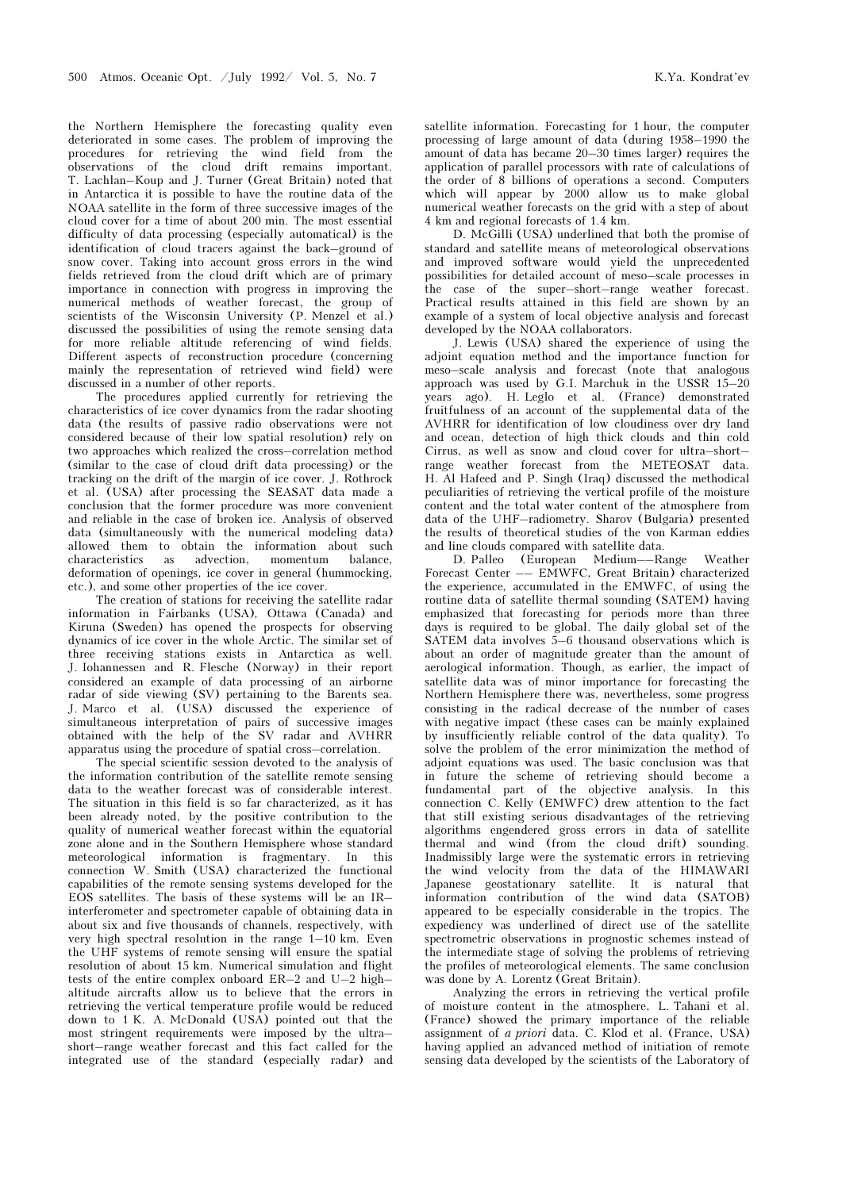the Northern Hemisphere the forecasting quality even deteriorated in some cases. The problem of improving the procedures for retrieving the wind field from the observations of the cloud drift remains important. T. Lachlan–Koup and J. Turner (Great Britain) noted that in Antarctica it is possible to have the routine data of the NOAA satellite in the form of three successive images of the cloud cover for a time of about 200 min. The most essential difficulty of data processing (especially automatical) is the identification of cloud tracers against the back–ground of snow cover. Taking into account gross errors in the wind fields retrieved from the cloud drift which are of primary importance in connection with progress in improving the numerical methods of weather forecast, the group of scientists of the Wisconsin University (P. Menzel et al.) discussed the possibilities of using the remote sensing data for more reliable altitude referencing of wind fields. Different aspects of reconstruction procedure (concerning mainly the representation of retrieved wind field) were discussed in a number of other reports.

The procedures applied currently for retrieving the characteristics of ice cover dynamics from the radar shooting data (the results of passive radio observations were not considered because of their low spatial resolution) rely on two approaches which realized the cross–correlation method (similar to the case of cloud drift data processing) or the tracking on the drift of the margin of ice cover. J. Rothrock et al. (USA) after processing the SEASAT data made a conclusion that the former procedure was more convenient and reliable in the case of broken ice. Analysis of observed data (simultaneously with the numerical modeling data) allowed them to obtain the information about such characteristics as advection, momentum balance, deformation of openings, ice cover in general (hummocking, etc.), and some other properties of the ice cover.

The creation of stations for receiving the satellite radar information in Fairbanks (USA), Ottawa (Canada) and Kiruna (Sweden) has opened the prospects for observing dynamics of ice cover in the whole Arctic. The similar set of three receiving stations exists in Antarctica as well. J. Iohannessen and R. Flesche (Norway) in their report considered an example of data processing of an airborne radar of side viewing (SV) pertaining to the Barents sea. J. Marco et al. (USA) discussed the experience of simultaneous interpretation of pairs of successive images obtained with the help of the SV radar and AVHRR apparatus using the procedure of spatial cross–correlation.

The special scientific session devoted to the analysis of the information contribution of the satellite remote sensing data to the weather forecast was of considerable interest. The situation in this field is so far characterized, as it has been already noted, by the positive contribution to the quality of numerical weather forecast within the equatorial zone alone and in the Southern Hemisphere whose standard meteorological information is fragmentary. In this connection W. Smith (USA) characterized the functional capabilities of the remote sensing systems developed for the EOS satellites. The basis of these systems will be an IR–interferometer and spectrometer capable of obtaining data in about six and five thousands of channels, respectively, with very high spectral resolution in the range 1–10 km. Even the UHF systems of remote sensing will ensure the spatial resolution of about 15 km. Numerical simulation and flight tests of the entire complex onboard ER–2 and U–2 high–altitude aircrafts allow us to believe that the errors in retrieving the vertical temperature profile would be reduced down to 1 K. A. McDonald (USA) pointed out that the most stringent requirements were imposed by the ultra–short–range weather forecast and this fact called for the integrated use of the standard (especially radar) and satellite information. Forecasting for 1 hour, the computer processing of large amount of data (during 1958–1990 the amount of data has became 20–30 times larger) requires the application of parallel processors with rate of calculations of the order of 8 billions of operations a second. Computers which will appear by 2000 allow us to make global numerical weather forecasts on the grid with a step of about 4 km and regional forecasts of 1.4 km.

D. McGilli (USA) underlined that both the promise of standard and satellite means of meteorological observations and improved software would yield the unprecedented possibilities for detailed account of meso–scale processes in the case of the super–short–range weather forecast. Practical results attained in this field are shown by an example of a system of local objective analysis and forecast developed by the NOAA collaborators.

J. Lewis (USA) shared the experience of using the adjoint equation method and the importance function for meso–scale analysis and forecast (note that analogous approach was used by G.I. Marchuk in the USSR 15–20 years ago). H. Leglo et al. (France) demonstrated fruitfulness of an account of the supplemental data of the AVHRR for identification of low cloudiness over dry land and ocean, detection of high thick clouds and thin cold Cirrus, as well as snow and cloud cover for ultra–short–range weather forecast from the METEOSAT data. H. Al Hafeed and P. Singh (Iraq) discussed the methodical peculiarities of retrieving the vertical profile of the moisture content and the total water content of the atmosphere from data of the UHF–radiometry. Sharov (Bulgaria) presented the results of theoretical studies of the von Karman eddies and line clouds compared with satellite data.

D. Palleo (European Medium––Range Weather Forecast Center –– EMWFC, Great Britain) characterized the experience, accumulated in the EMWFC, of using the routine data of satellite thermal sounding (SATEM) having emphasized that forecasting for periods more than three days is required to be global. The daily global set of the SATEM data involves 5–6 thousand observations which is about an order of magnitude greater than the amount of aerological information. Though, as earlier, the impact of satellite data was of minor importance for forecasting the Northern Hemisphere there was, nevertheless, some progress consisting in the radical decrease of the number of cases with negative impact (these cases can be mainly explained by insufficiently reliable control of the data quality). To solve the problem of the error minimization the method of adjoint equations was used. The basic conclusion was that in future the scheme of retrieving should become a fundamental part of the objective analysis. In this connection C. Kelly (EMWFC) drew attention to the fact that still existing serious disadvantages of the retrieving algorithms engendered gross errors in data of satellite thermal and wind (from the cloud drift) sounding. Inadmissibly large were the systematic errors in retrieving the wind velocity from the data of the HIMAWARI Japanese geostationary satellite. It is natural that information contribution of the wind data (SATOB) appeared to be especially considerable in the tropics. The expediency was underlined of direct use of the satellite spectrometric observations in prognostic schemes instead of the intermediate stage of solving the problems of retrieving the profiles of meteorological elements. The same conclusion was done by A. Lorentz (Great Britain).

Analyzing the errors in retrieving the vertical profile of moisture content in the atmosphere, L. Tahani et al. (France) showed the primary importance of the reliable assignment of *a priori* data. C. Klod et al. (France, USA) having applied an advanced method of initiation of remote sensing data developed by the scientists of the Laboratory of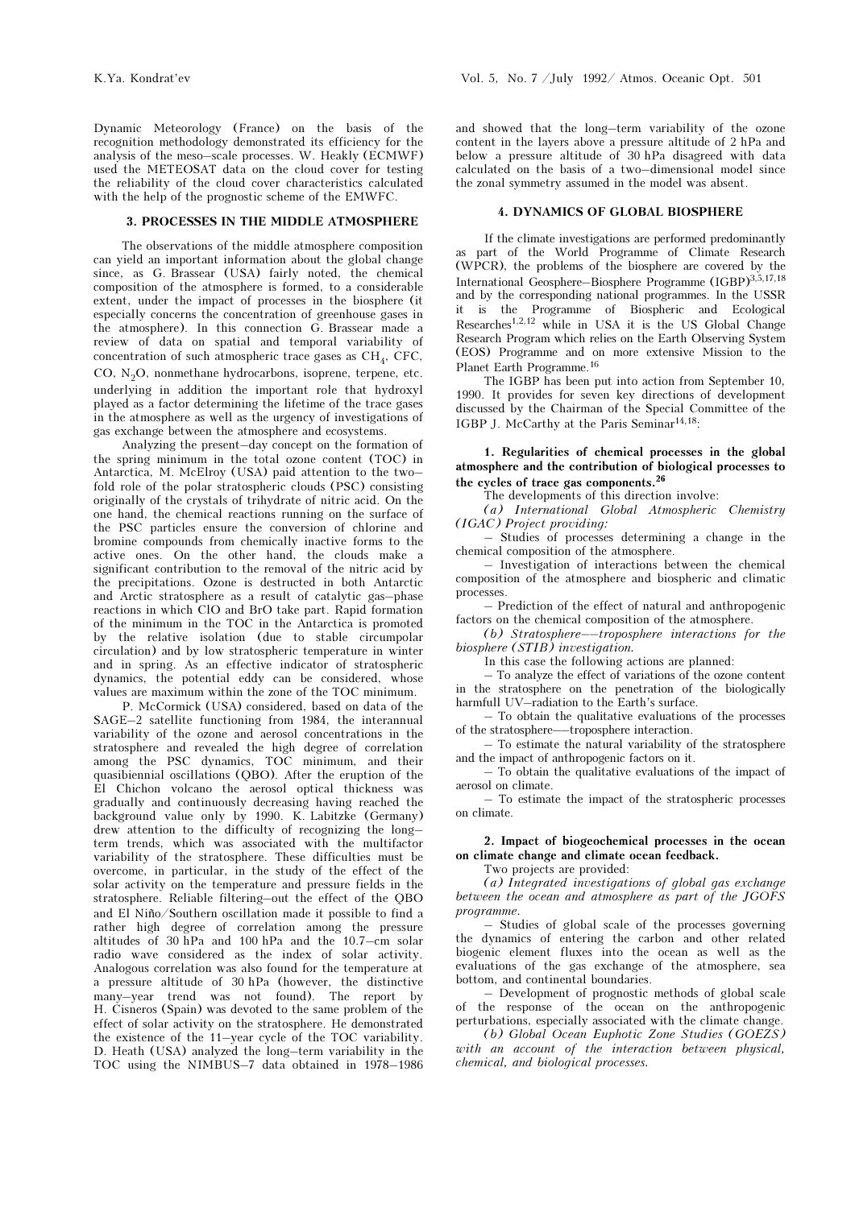Dynamic Meteorology (France) on the basis of the recognition methodology demonstrated its efficiency for the analysis of the meso–scale processes. W. Heakly (ECMWF) used the METEOSAT data on the cloud cover for testing the reliability of the cloud cover characteristics calculated with the help of the prognostic scheme of the EMWFC.

## 3. PROCESSES IN THE MIDDLE ATMOSPHERE

The observations of the middle atmosphere composition can yield an important information about the global change since, as G. Brassear (USA) fairly noted, the chemical composition of the atmosphere is formed, to a considerable extent, under the impact of processes in the biosphere (it especially concerns the concentration of greenhouse gases in the atmosphere). In this connection G. Brassear made a review of data on spatial and temporal variability of concentration of such atmospheric trace gases as $CH_4$, CFC, CO, $N_2O$, nonmethane hydrocarbons, isoprene, terpene, etc. underlying in addition the important role that hydroxyl played as a factor determining the lifetime of the trace gases in the atmosphere as well as the urgency of investigations of gas exchange between the atmosphere and ecosystems.

Analyzing the present–day concept on the formation of the spring minimum in the total ozone content (TOC) in Antarctica, M. McElroy (USA) paid attention to the two–fold role of the polar stratospheric clouds (PSC) consisting originally of the crystals of trihydrate of nitric acid. On the one hand, the chemical reactions running on the surface of the PSC particles ensure the conversion of chlorine and bromine compounds from chemically inactive forms to the active ones. On the other hand, the clouds make a significant contribution to the removal of the nitric acid by the precipitations. Ozone is destructed in both Antarctic and Arctic stratosphere as a result of catalytic gas–phase reactions in which ClO and BrO take part. Rapid formation of the minimum in the TOC in the Antarctica is promoted by the relative isolation (due to stable circumpolar circulation) and by low stratospheric temperature in winter and in spring. As an effective indicator of stratospheric dynamics, the potential eddy can be considered, whose values are maximum within the zone of the TOC minimum.

P. McCormick (USA) considered, based on data of the SAGE–2 satellite functioning from 1984, the interannual variability of the ozone and aerosol concentrations in the stratosphere and revealed the high degree of correlation among the PSC dynamics, TOC minimum, and their quasibiennial oscillations (QBO). After the eruption of the El Chichon volcano the aerosol optical thickness was gradually and continuously decreasing having reached the background value only by 1990. K. Labitzke (Germany) drew attention to the difficulty of recognizing the long–term trends, which was associated with the multifactor variability of the stratosphere. These difficulties must be overcome, in particular, in the study of the effect of the solar activity on the temperature and pressure fields in the stratosphere. Reliable filtering–out the effect of the QBO and El Niño/Southern oscillation made it possible to find a rather high degree of correlation among the pressure altitudes of 30 hPa and 100 hPa and the 10.7–cm solar radio wave considered as the index of solar activity. Analogous correlation was also found for the temperature at a pressure altitude of 30 hPa (however, the distinctive many–year trend was not found). The report by H. Cisneros (Spain) was devoted to the same problem of the effect of solar activity on the stratosphere. He demonstrated the existence of the 11–year cycle of the TOC variability. D. Heath (USA) analyzed the long–term variability in the TOC using the NIMBUS–7 data obtained in 1978–1986 and showed that the long–term variability of the ozone content in the layers above a pressure altitude of 2 hPa and below a pressure altitude of 30 hPa disagreed with data calculated on the basis of a two–dimensional model since the zonal symmetry assumed in the model was absent.

## 4. DYNAMICS OF GLOBAL BIOSPHERE

If the climate investigations are performed predominantly as part of the World Programme of Climate Research (WPCR), the problems of the biosphere are covered by the International Geosphere–Biosphere Programme (IGBP)[3,5,17,18] and by the corresponding national programmes. In the USSR it is the Programme of Biospheric and Ecological Researches[1,2,12] while in USA it is the US Global Change Research Program which relies on the Earth Observing System (EOS) Programme and on more extensive Mission to the Planet Earth Programme.[16]

The IGBP has been put into action from September 10, 1990. It provides for seven key directions of development discussed by the Chairman of the Special Committee of the IGBP J. McCarthy at the Paris Seminar[14,18]:

**1. Regularities of chemical processes in the global atmosphere and the contribution of biological processes to the cycles of trace gas components.[26]**

The developments of this direction involve:

*(a) International Global Atmospheric Chemistry (IGAC) Project providing:*

– Studies of processes determining a change in the chemical composition of the atmosphere.

– Investigation of interactions between the chemical composition of the atmosphere and biospheric and climatic processes.

– Prediction of the effect of natural and anthropogenic factors on the chemical composition of the atmosphere.

*(b) Stratosphere––troposphere interactions for the biosphere (STIB) investigation.*

In this case the following actions are planned:

– To analyze the effect of variations of the ozone content in the stratosphere on the penetration of the biologically harmfull UV–radiation to the Earth's surface.

– To obtain the qualitative evaluations of the processes of the stratosphere––troposphere interaction.

– To estimate the natural variability of the stratosphere and the impact of anthropogenic factors on it.

– To obtain the qualitative evaluations of the impact of aerosol on climate.

– To estimate the impact of the stratospheric processes on climate.

**2. Impact of biogeochemical processes in the ocean on climate change and climate ocean feedback.**

Two projects are provided:

*(a) Integrated investigations of global gas exchange between the ocean and atmosphere as part of the JGOFS programme.*

– Studies of global scale of the processes governing the dynamics of entering the carbon and other related biogenic element fluxes into the ocean as well as the evaluations of the gas exchange of the atmosphere, sea bottom, and continental boundaries.

– Development of prognostic methods of global scale of the response of the ocean on the anthropogenic perturbations, especially associated with the climate change.

*(b) Global Ocean Euphotic Zone Studies (GOEZS) with an account of the interaction between physical, chemical, and biological processes.*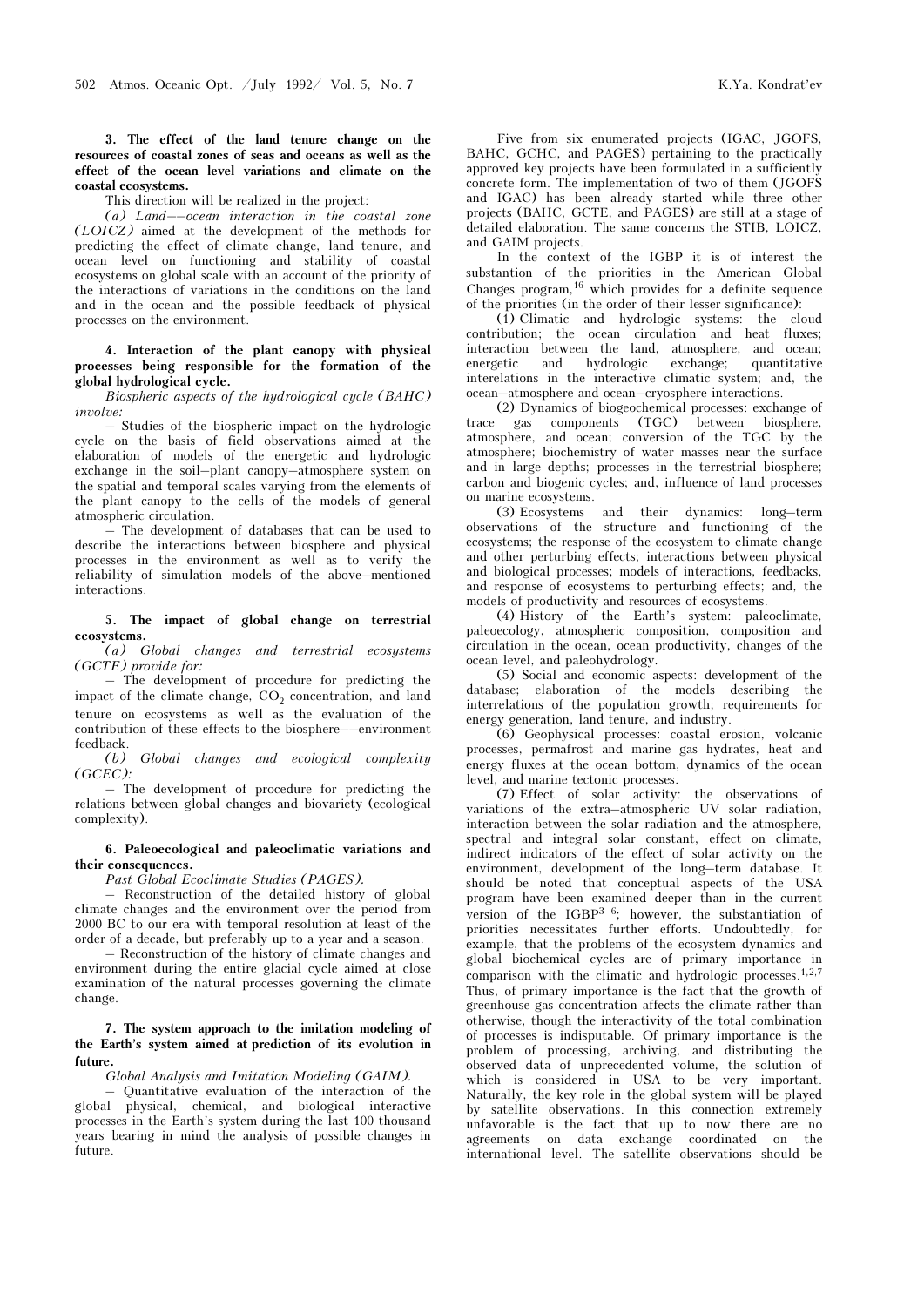**3. The effect of the land tenure change on the resources of coastal zones of seas and oceans as well as the effect of the ocean level variations and climate on the coastal ecosystems.**

This direction will be realized in the project:

*(a) Land––ocean interaction in the coastal zone (LOICZ)* aimed at the development of the methods for predicting the effect of climate change, land tenure, and ocean level on functioning and stability of coastal ecosystems on global scale with an account of the priority of the interactions of variations in the conditions on the land and in the ocean and the possible feedback of physical processes on the environment.

**4. Interaction of the plant canopy with physical processes being responsible for the formation of the global hydrological cycle.**

*Biospheric aspects of the hydrological cycle (BAHC) involve:*

– Studies of the biospheric impact on the hydrologic cycle on the basis of field observations aimed at the elaboration of models of the energetic and hydrologic exchange in the soil–plant canopy–atmosphere system on the spatial and temporal scales varying from the elements of the plant canopy to the cells of the models of general atmospheric circulation.

– The development of databases that can be used to describe the interactions between biosphere and physical processes in the environment as well as to verify the reliability of simulation models of the above–mentioned interactions.

**5. The impact of global change on terrestrial ecosystems.**

*(a) Global changes and terrestrial ecosystems (GCTE) provide for:*

– The development of procedure for predicting the impact of the climate change, $CO_2$ concentration, and land tenure on ecosystems as well as the evaluation of the contribution of these effects to the biosphere––environment feedback.

*(b) Global changes and ecological complexity (GCEC):*

– The development of procedure for predicting the relations between global changes and biovariety (ecological complexity).

**6. Paleoecological and paleoclimatic variations and their consequences.**

*Past Global Ecoclimate Studies (PAGES).*

– Reconstruction of the detailed history of global climate changes and the environment over the period from 2000 BC to our era with temporal resolution at least of the order of a decade, but preferably up to a year and a season.

– Reconstruction of the history of climate changes and environment during the entire glacial cycle aimed at close examination of the natural processes governing the climate change.

**7. The system approach to the imitation modeling of the Earth's system aimed at prediction of its evolution in future.**

*Global Analysis and Imitation Modeling (GAIM).*

– Quantitative evaluation of the interaction of the global physical, chemical, and biological interactive processes in the Earth's system during the last 100 thousand years bearing in mind the analysis of possible changes in future.

Five from six enumerated projects (IGAC, JGOFS, BAHC, GCHC, and PAGES) pertaining to the practically approved key projects have been formulated in a sufficiently concrete form. The implementation of two of them (JGOFS and IGAC) has been already started while three other projects (BAHC, GCTE, and PAGES) are still at a stage of detailed elaboration. The same concerns the STIB, LOICZ, and GAIM projects.

In the context of the IGBP it is of interest the substantion of the priorities in the American Global Changes program,[16] which provides for a definite sequence of the priorities (in the order of their lesser significance):

(1) Climatic and hydrologic systems: the cloud contribution; the ocean circulation and heat fluxes; interaction between the land, atmosphere, and ocean; energetic and hydrologic exchange; quantitative interelations in the interactive climatic system; and, the ocean–atmosphere and ocean–cryosphere interactions.

(2) Dynamics of biogeochemical processes: exchange of trace gas components (TGC) between biosphere, atmosphere, and ocean; conversion of the TGC by the atmosphere; biochemistry of water masses near the surface and in large depths; processes in the terrestrial biosphere; carbon and biogenic cycles; and, influence of land processes on marine ecosystems.

(3) Ecosystems and their dynamics: long–term observations of the structure and functioning of the ecosystems; the response of the ecosystem to climate change and other perturbing effects; interactions between physical and biological processes; models of interactions, feedbacks, and response of ecosystems to perturbing effects; and, the models of productivity and resources of ecosystems.

(4) History of the Earth's system: paleoclimate, paleoecology, atmospheric composition, composition and circulation in the ocean, ocean productivity, changes of the ocean level, and paleohydrology.

(5) Social and economic aspects: development of the database; elaboration of the models describing the interrelations of the population growth; requirements for energy generation, land tenure, and industry.

(6) Geophysical processes: coastal erosion, volcanic processes, permafrost and marine gas hydrates, heat and energy fluxes at the ocean bottom, dynamics of the ocean level, and marine tectonic processes.

(7) Effect of solar activity: the observations of variations of the extra–atmospheric UV solar radiation, interaction between the solar radiation and the atmosphere, spectral and integral solar constant, effect on climate, indirect indicators of the effect of solar activity on the environment, development of the long–term database. It should be noted that conceptual aspects of the USA program have been examined deeper than in the current version of the IGBP[3–6]; however, the substantiation of priorities necessitates further efforts. Undoubtedly, for example, that the problems of the ecosystem dynamics and global biochemical cycles are of primary importance in comparison with the climatic and hydrologic processes.[1,2,7] Thus, of primary importance is the fact that the growth of greenhouse gas concentration affects the climate rather than otherwise, though the interactivity of the total combination of processes is indisputable. Of primary importance is the problem of processing, archiving, and distributing the observed data of unprecedented volume, the solution of which is considered in USA to be very important. Naturally, the key role in the global system will be played by satellite observations. In this connection extremely unfavorable is the fact that up to now there are no agreements on data exchange coordinated on the international level. The satellite observations should be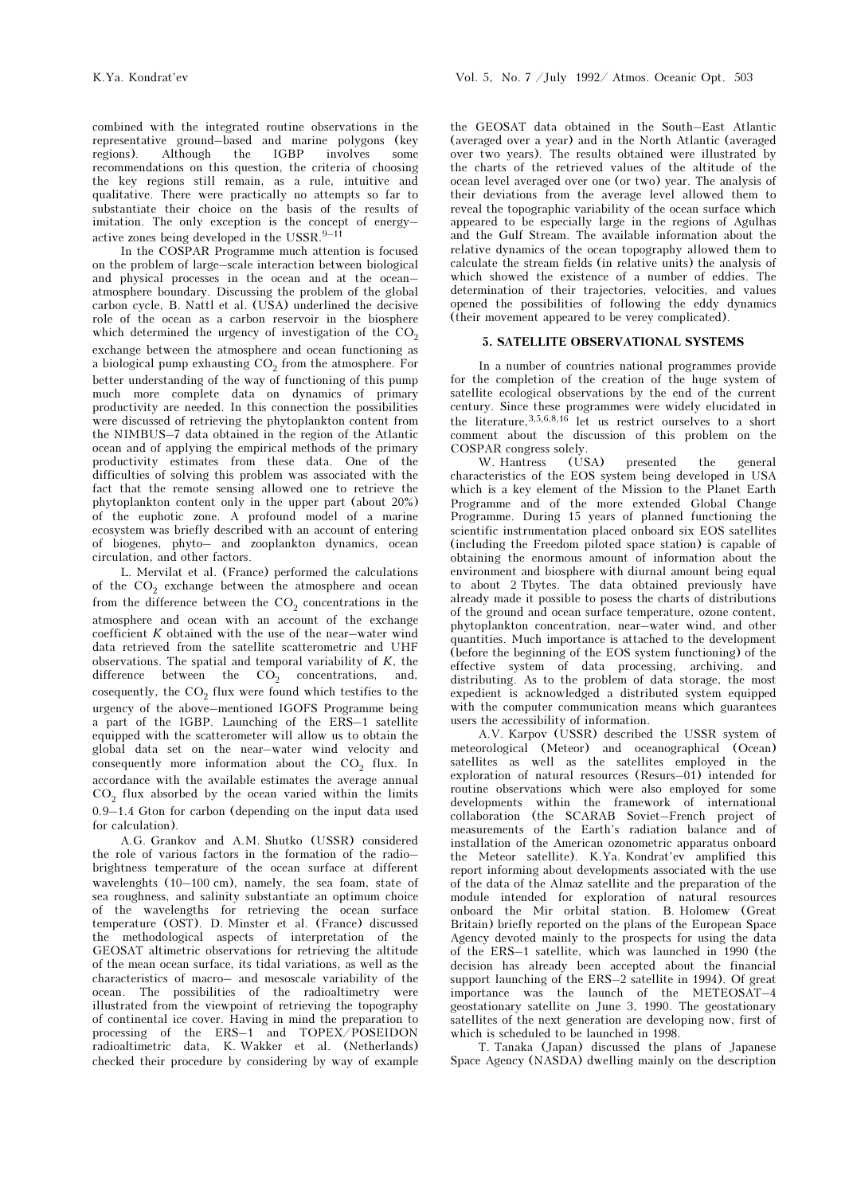combined with the integrated routine observations in the representative ground–based and marine polygons (key regions). Although the IGBP involves some recommendations on this question, the criteria of choosing the key regions still remain, as a rule, intuitive and qualitative. There were practically no attempts so far to substantiate their choice on the basis of the results of imitation. The only exception is the concept of energy–active zones being developed in the USSR.[9–11]

In the COSPAR Programme much attention is focused on the problem of large–scale interaction between biological and physical processes in the ocean and at the ocean–atmosphere boundary. Discussing the problem of the global carbon cycle, B. Nattl et al. (USA) underlined the decisive role of the ocean as a carbon reservoir in the biosphere which determined the urgency of investigation of the $CO_2$ exchange between the atmosphere and ocean functioning as a biological pump exhausting $CO_2$ from the atmosphere. For better understanding of the way of functioning of this pump much more complete data on dynamics of primary productivity are needed. In this connection the possibilities were discussed of retrieving the phytoplankton content from the NIMBUS–7 data obtained in the region of the Atlantic ocean and of applying the empirical methods of the primary productivity estimates from these data. One of the difficulties of solving this problem was associated with the fact that the remote sensing allowed one to retrieve the phytoplankton content only in the upper part (about 20%) of the euphotic zone. A profound model of a marine ecosystem was briefly described with an account of entering of biogenes, phyto– and zooplankton dynamics, ocean circulation, and other factors.

L. Mervilat et al. (France) performed the calculations of the $CO_2$ exchange between the atmosphere and ocean from the difference between the $CO_2$ concentrations in the atmosphere and ocean with an account of the exchange coefficient $K$ obtained with the use of the near–water wind data retrieved from the satellite scatterometric and UHF observations. The spatial and temporal variability of $K$, the difference between the $CO_2$ concentrations, and, cosequently, the $CO_2$ flux were found which testifies to the urgency of the above–mentioned IGOFS Programme being a part of the IGBP. Launching of the ERS–1 satellite equipped with the scatterometer will allow us to obtain the global data set on the near–water wind velocity and consequently more information about the $CO_2$ flux. In accordance with the available estimates the average annual $CO_2$ flux absorbed by the ocean varied within the limits 0.9–1.4 Gton for carbon (depending on the input data used for calculation).

A.G. Grankov and A.M. Shutko (USSR) considered the role of various factors in the formation of the radio–brightness temperature of the ocean surface at different wavelenghts (10–100 cm), namely, the sea foam, state of sea roughness, and salinity substantiate an optimum choice of the wavelengths for retrieving the ocean surface temperature (OST). D. Minster et al. (France) discussed the methodological aspects of interpretation of the GEOSAT altimetric observations for retrieving the altitude of the mean ocean surface, its tidal variations, as well as the characteristics of macro– and mesoscale variability of the ocean. The possibilities of the radioaltimetry were illustrated from the viewpoint of retrieving the topography of continental ice cover. Having in mind the preparation to processing of the ERS–1 and TOPEX/POSEIDON radioaltimetric data, K. Wakker et al. (Netherlands) checked their procedure by considering by way of example the GEOSAT data obtained in the South–East Atlantic (averaged over a year) and in the North Atlantic (averaged over two years). The results obtained were illustrated by the charts of the retrieved values of the altitude of the ocean level averaged over one (or two) year. The analysis of their deviations from the average level allowed them to reveal the topographic variability of the ocean surface which appeared to be especially large in the regions of Agulhas and the Gulf Stream. The available information about the relative dynamics of the ocean topography allowed them to calculate the stream fields (in relative units) the analysis of which showed the existence of a number of eddies. The determination of their trajectories, velocities, and values opened the possibilities of following the eddy dynamics (their movement appeared to be verey complicated).

## 5. SATELLITE OBSERVATIONAL SYSTEMS

In a number of countries national programmes provide for the completion of the creation of the huge system of satellite ecological observations by the end of the current century. Since these programmes were widely elucidated in the literature,[3,5,6,8,16] let us restrict ourselves to a short comment about the discussion of this problem on the COSPAR congress solely.

W. Hantress (USA) presented the general characteristics of the EOS system being developed in USA which is a key element of the Mission to the Planet Earth Programme and of the more extended Global Change Programme. During 15 years of planned functioning the scientific instrumentation placed onboard six EOS satellites (including the Freedom piloted space station) is capable of obtaining the enormous amount of information about the environment and biosphere with diurnal amount being equal to about 2 Tbytes. The data obtained previously have already made it possible to posess the charts of distributions of the ground and ocean surface temperature, ozone content, phytoplankton concentration, near–water wind, and other quantities. Much importance is attached to the development (before the beginning of the EOS system functioning) of the effective system of data processing, archiving, and distributing. As to the problem of data storage, the most expedient is acknowledged a distributed system equipped with the computer communication means which guarantees users the accessibility of information.

A.V. Karpov (USSR) described the USSR system of meteorological (Meteor) and oceanographical (Ocean) satellites as well as the satellites employed in the exploration of natural resources (Resurs–01) intended for routine observations which were also employed for some developments within the framework of international collaboration (the SCARAB Soviet–French project of measurements of the Earth's radiation balance and of installation of the American ozonometric apparatus onboard the Meteor satellite). K.Ya. Kondrat'ev amplified this report informing about developments associated with the use of the data of the Almaz satellite and the preparation of the module intended for exploration of natural resources onboard the Mir orbital station. B. Holomew (Great Britain) briefly reported on the plans of the European Space Agency devoted mainly to the prospects for using the data of the ERS–1 satellite, which was launched in 1990 (the decision has already been accepted about the financial support launching of the ERS–2 satellite in 1994). Of great importance was the launch of the METEOSAT–4 geostationary satellite on June 3, 1990. The geostationary satellites of the next generation are developing now, first of which is scheduled to be launched in 1998.

T. Tanaka (Japan) discussed the plans of Japanese Space Agency (NASDA) dwelling mainly on the description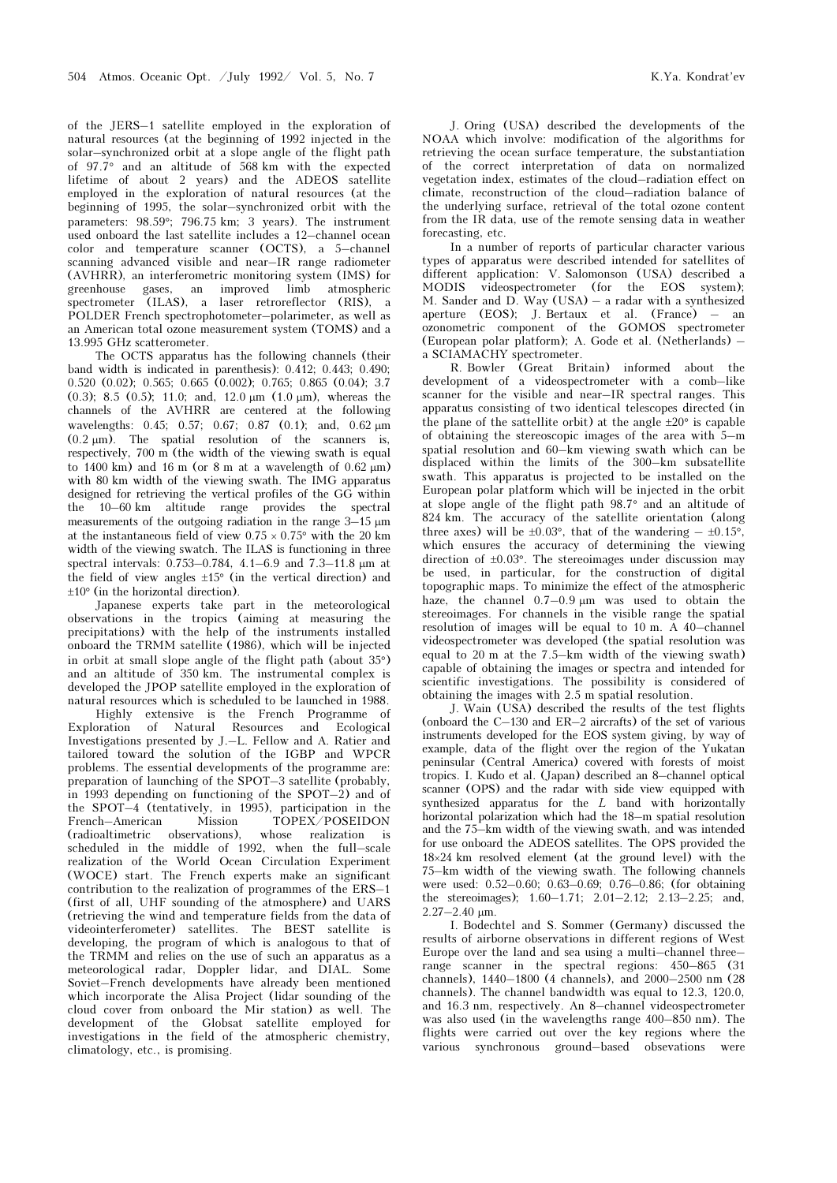of the JERS–1 satellite employed in the exploration of natural resources (at the beginning of 1992 injected in the solar–synchronized orbit at a slope angle of the flight path of 97.7° and an altitude of 568 km with the expected lifetime of about 2 years) and the ADEOS satellite employed in the exploration of natural resources (at the beginning of 1995, the solar–synchronized orbit with the parameters: 98.59°; 796.75 km; 3 years). The instrument used onboard the last satellite includes a 12–channel ocean color and temperature scanner (OCTS), a 5–channel scanning advanced visible and near–IR range radiometer (AVHRR), an interferometric monitoring system (IMS) for greenhouse gases, an improved limb atmospheric spectrometer (ILAS), a laser retroreflector (RIS), a POLDER French spectrophotometer–polarimeter, as well as an American total ozone measurement system (TOMS) and a 13.995 GHz scatterometer.

The OCTS apparatus has the following channels (their band width is indicated in parenthesis): 0.412; 0.443; 0.490; 0.520 (0.02); 0.565; 0.665 (0.002); 0.765; 0.865 (0.04); 3.7 (0.3); 8.5 (0.5); 11.0; and, 12.0 μm (1.0 μm), whereas the channels of the AVHRR are centered at the following wavelengths: 0.45; 0.57; 0.67; 0.87 (0.1); and, 0.62 μm (0.2 μm). The spatial resolution of the scanners is, respectively, 700 m (the width of the viewing swath is equal to 1400 km) and 16 m (or 8 m at a wavelength of 0.62 μm) with 80 km width of the viewing swath. The IMG apparatus designed for retrieving the vertical profiles of the GG within the 10–60 km altitude range provides the spectral measurements of the outgoing radiation in the range 3–15 μm at the instantaneous field of view $0.75 \times 0.75°$ with the 20 km width of the viewing swatch. The ILAS is functioning in three spectral intervals: 0.753–0.784, 4.1–6.9 and 7.3–11.8 μm at the field of view angles ±15° (in the vertical direction) and ±10° (in the horizontal direction).

Japanese experts take part in the meteorological observations in the tropics (aiming at measuring the precipitations) with the help of the instruments installed onboard the TRMM satellite (1986), which will be injected in orbit at small slope angle of the flight path (about 35°) and an altitude of 350 km. The instrumental complex is developed the JPOP satellite employed in the exploration of natural resources which is scheduled to be launched in 1988.

Highly extensive is the French Programme of Exploration of Natural Resources and Ecological Investigations presented by J.–L. Fellow and A. Ratier and tailored toward the solution of the IGBP and WPCR problems. The essential developments of the programme are: preparation of launching of the SPOT–3 satellite (probably, in 1993 depending on functioning of the SPOT–2) and of the SPOT–4 (tentatively, in 1995), participation in the French–American Mission TOPEX/POSEIDON (radioaltimetric observations), whose realization is scheduled in the middle of 1992, when the full–scale realization of the World Ocean Circulation Experiment (WOCE) start. The French experts make an significant contribution to the realization of programmes of the ERS–1 (first of all, UHF sounding of the atmosphere) and UARS (retrieving the wind and temperature fields from the data of videointerferometer) satellites. The BEST satellite is developing, the program of which is analogous to that of the TRMM and relies on the use of such an apparatus as a meteorological radar, Doppler lidar, and DIAL. Some Soviet–French developments have already been mentioned which incorporate the Alisa Project (lidar sounding of the cloud cover from onboard the Mir station) as well. The development of the Globsat satellite employed for investigations in the field of the atmospheric chemistry, climatology, etc., is promising.

J. Oring (USA) described the developments of the NOAA which involve: modification of the algorithms for retrieving the ocean surface temperature, the substantiation of the correct interpretation of data on normalized vegetation index, estimates of the cloud–radiation effect on climate, reconstruction of the cloud–radiation balance of the underlying surface, retrieval of the total ozone content from the IR data, use of the remote sensing data in weather forecasting, etc.

In a number of reports of particular character various types of apparatus were described intended for satellites of different application: V. Salomonson (USA) described a MODIS videospectrometer (for the EOS system); M. Sander and D. Way (USA) – a radar with a synthesized aperture (EOS); J. Bertaux et al. (France) – an ozonometric component of the GOMOS spectrometer (European polar platform); A. Gode et al. (Netherlands) – a SCIAMACHY spectrometer.

R. Bowler (Great Britain) informed about the development of a videospectrometer with a comb–like scanner for the visible and near–IR spectral ranges. This apparatus consisting of two identical telescopes directed (in the plane of the sattellite orbit) at the angle ±20° is capable of obtaining the stereoscopic images of the area with 5–m spatial resolution and 60–km viewing swath which can be displaced within the limits of the 300–km subsatellite swath. This apparatus is projected to be installed on the European polar platform which will be injected in the orbit at slope angle of the flight path 98.7° and an altitude of 824 km. The accuracy of the satellite orientation (along three axes) will be ±0.03°, that of the wandering – ±0.15°, which ensures the accuracy of determining the viewing direction of ±0.03°. The stereoimages under discussion may be used, in particular, for the construction of digital topographic maps. To minimize the effect of the atmospheric haze, the channel 0.7–0.9 μm was used to obtain the stereoimages. For channels in the visible range the spatial resolution of images will be equal to 10 m. A 40–channel videospectrometer was developed (the spatial resolution was equal to 20 m at the 7.5–km width of the viewing swath) capable of obtaining the images or spectra and intended for scientific investigations. The possibility is considered of obtaining the images with 2.5 m spatial resolution.

J. Wain (USA) described the results of the test flights (onboard the C–130 and ER–2 aircrafts) of the set of various instruments developed for the EOS system giving, by way of example, data of the flight over the region of the Yukatan peninsular (Central America) covered with forests of moist tropics. I. Kudo et al. (Japan) described an 8–channel optical scanner (OPS) and the radar with side view equipped with synthesized apparatus for the *L* band with horizontally horizontal polarization which had the 18–m spatial resolution and the 75–km width of the viewing swath, and was intended for use onboard the ADEOS satellites. The OPS provided the 18×24 km resolved element (at the ground level) with the 75–km width of the viewing swath. The following channels were used: 0.52–0.60; 0.63–0.69; 0.76–0.86; (for obtaining the stereoimages); 1.60–1.71; 2.01–2.12; 2.13–2.25; and, 2.27–2.40 μm.

I. Bodechtel and S. Sommer (Germany) discussed the results of airborne observations in different regions of West Europe over the land and sea using a multi–channel three–range scanner in the spectral regions: 450–865 (31 channels), 1440–1800 (4 channels), and 2000–2500 nm (28 channels). The channel bandwidth was equal to 12.3, 120.0, and 16.3 nm, respectively. An 8–channel videospectrometer was also used (in the wavelengths range 400–850 nm). The flights were carried out over the key regions where the various synchronous ground–based obsevations were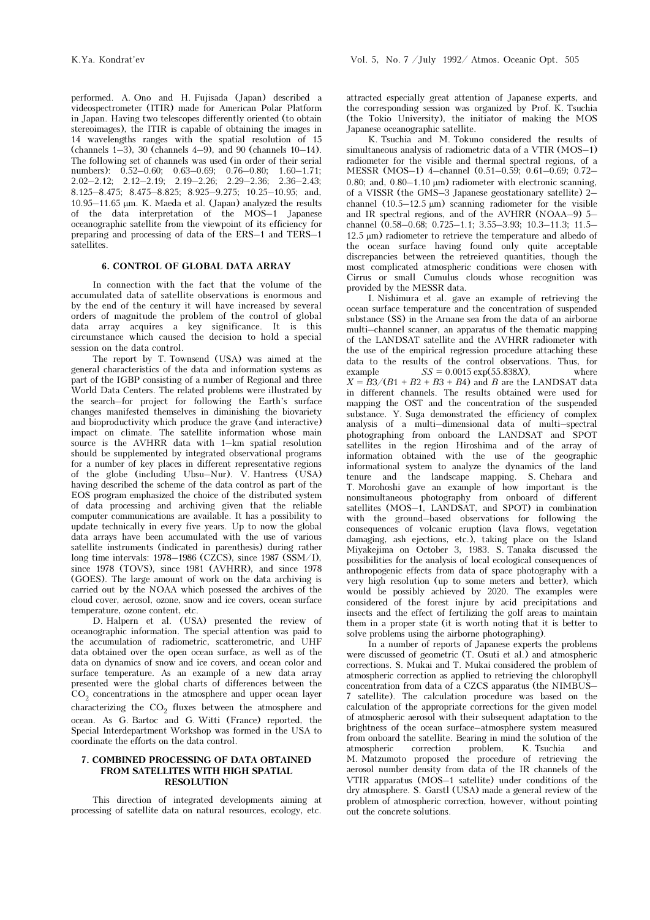performed. A. Ono and H. Fujisada (Japan) described a videospectrometer (ITIR) made for American Polar Platform in Japan. Having two telescopes differently oriented (to obtain stereoimages), the ITIR is capable of obtaining the images in 14 wavelengths ranges with the spatial resolution of 15 (channels 1–3), 30 (channels 4–9), and 90 (channels 10–14). The following set of channels was used (in order of their serial numbers): 0.52–0.60; 0.63–0.69; 0.76–0.80; 1.60–1.71; 2.02–2.12; 2.12–2.19; 2.19–2.26; 2.29–2.36; 2.36–2.43; 8.125–8.475; 8.475–8.825; 8.925–9.275; 10.25–10.95; and, 10.95–11.65 μm. K. Maeda et al. (Japan) analyzed the results of the data interpretation of the MOS–1 Japanese oceanographic satellite from the viewpoint of its efficiency for preparing and processing of data of the ERS–1 and TERS–1 satellites.

## 6. CONTROL OF GLOBAL DATA ARRAY

In connection with the fact that the volume of the accumulated data of satellite observations is enormous and by the end of the century it will have increased by several orders of magnitude the problem of the control of global data array acquires a key significance. It is this circumstance which caused the decision to hold a special session on the data control.

The report by T. Townsend (USA) was aimed at the general characteristics of the data and information systems as part of the IGBP consisting of a number of Regional and three World Data Centers. The related problems were illustrated by the search–for project for following the Earth's surface changes manifested themselves in diminishing the biovariety and bioproductivity which produce the grave (and interactive) impact on climate. The satellite information whose main source is the AVHRR data with 1–km spatial resolution should be supplemented by integrated observational programs for a number of key places in different representative regions of the globe (including Ubsu–Nur). V. Hantress (USA) having described the scheme of the data control as part of the EOS program emphasized the choice of the distributed system of data processing and archiving given that the reliable computer communications are available. It has a possibility to update technically in every five years. Up to now the global data arrays have been accumulated with the use of various satellite instruments (indicated in parenthesis) during rather long time intervals: 1978–1986 (CZCS), since 1987 (SSM/I), since 1978 (TOVS), since 1981 (AVHRR), and since 1978 (GOES). The large amount of work on the data archiving is carried out by the NOAA which posessed the archives of the cloud cover, aerosol, ozone, snow and ice covers, ocean surface temperature, ozone content, etc.

D. Halpern et al. (USA) presented the review of oceanographic information. The special attention was paid to the accumulation of radiometric, scatterometric, and UHF data obtained over the open ocean surface, as well as of the data on dynamics of snow and ice covers, and ocean color and surface temperature. As an example of a new data array presented were the global charts of differences between the $CO_2$ concentrations in the atmosphere and upper ocean layer characterizing the $CO_2$ fluxes between the atmosphere and ocean. As G. Bartoc and G. Witti (France) reported, the Special Interdepartment Workshop was formed in the USA to coordinate the efforts on the data control.

## 7. COMBINED PROCESSING OF DATA OBTAINED FROM SATELLITES WITH HIGH SPATIAL RESOLUTION

This direction of integrated developments aiming at processing of satellite data on natural resources, ecology, etc. attracted especially great attention of Japanese experts, and the corresponding session was organized by Prof. K. Tsuchia (the Tokio University), the initiator of making the MOS Japanese oceanographic satellite.

K. Tsuchia and M. Tokuno considered the results of simultaneous analysis of radiometric data of a VTIR (MOS–1) radiometer for the visible and thermal spectral regions, of a MESSR (MOS–1) 4–channel (0.51–0.59; 0.61–0.69; 0.72–0.80; and, 0.80–1.10 μm) radiometer with electronic scanning, of a VISSR (the GMS–3 Japanese geostationary satellite) 2–channel (10.5–12.5 μm) scanning radiometer for the visible and IR spectral regions, and of the AVHRR (NOAA–9) 5–channel (0.58–0.68; 0.725–1.1; 3.55–3.93; 10.3–11.3; 11.5–12.5 μm) radiometer to retrieve the temperature and albedo of the ocean surface having found only quite acceptable discrepancies between the retreieved quantities, though the most complicated atmospheric conditions were chosen with Cirrus or small Cumulus clouds whose recognition was provided by the MESSR data.

I. Nishimura et al. gave an example of retrieving the ocean surface temperature and the concentration of suspended substance (SS) in the Arnane sea from the data of an airborne multi–channel scanner, an apparatus of the thematic mapping of the LANDSAT satellite and the AVHRR radiometer with the use of the empirical regression procedure attaching these data to the results of the control observations. Thus, for example $SS = 0.0015\exp(55.838X)$, where $X = B3/(B1 + B2 + B3 + B4)$ and $B$ are the LANDSAT data in different channels. The results obtained were used for mapping the OST and the concentration of the suspended substance. Y. Suga demonstrated the efficiency of complex analysis of a multi–dimensional data of multi–spectral photographing from onboard the LANDSAT and SPOT satellites in the region Hiroshima and of the array of information obtained with the use of the geographic informational system to analyze the dynamics of the land tenure and the landscape mapping. S. Chehara and T. Morohoshi gave an example of how important is the nonsimultaneous photography from onboard of different satellites (MOS–1, LANDSAT, and SPOT) in combination with the ground–based observations for following the consequences of volcanic eruption (lava flows, vegetation damaging, ash ejections, etc.), taking place on the Island Miyakejima on October 3, 1983. S. Tanaka discussed the possibilities for the analysis of local ecological consequences of anthropogenic effects from data of space photography with a very high resolution (up to some meters and better), which would be possibly achieved by 2020. The examples were considered of the forest injure by acid precipitations and insects and the effect of fertilizing the golf areas to maintain them in a proper state (it is worth noting that it is better to solve problems using the airborne photographing).

In a number of reports of Japanese experts the problems were discussed of geometric (T. Osuti et al.) and atmospheric corrections. S. Mukai and T. Mukai considered the problem of atmospheric correction as applied to retrieving the chlorophyll concentration from data of a CZCS apparatus (the NIMBUS–7 satellite). The calculation procedure was based on the calculation of the appropriate corrections for the given model of atmospheric aerosol with their subsequent adaptation to the brightness of the ocean surface–atmosphere system measured from onboard the satellite. Bearing in mind the solution of the atmospheric correction problem, K. Tsuchia and M. Matzumoto proposed the procedure of retrieving the aerosol number density from data of the IR channels of the VTIR apparatus (MOS–1 satellite) under conditions of the dry atmosphere. S. Garstl (USA) made a general review of the problem of atmospheric correction, however, without pointing out the concrete solutions.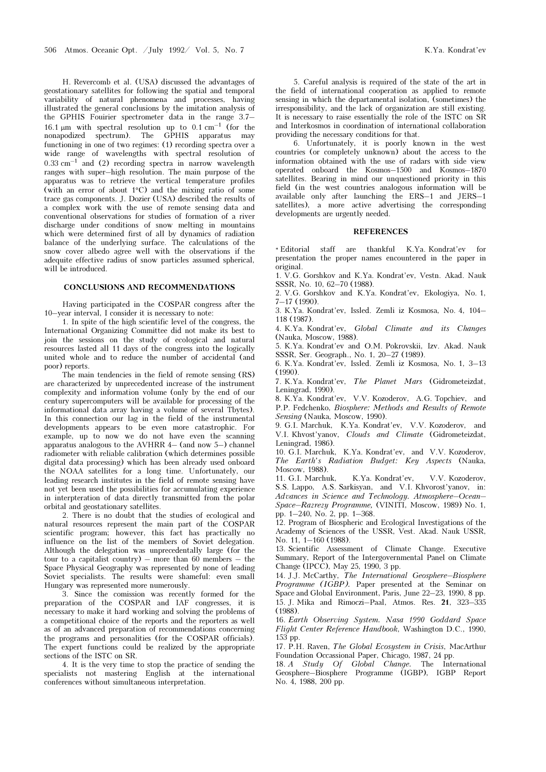H. Revercomb et al. (USA) discussed the advantages of geostationary satellites for following the spatial and temporal variability of natural phenomena and processes, having illustrated the general conclusions by the imitation analysis of the GPHIS Fouirier spectrometer data in the range 3.7–16.1 μm with spectral resolution up to 0.1 $cm^{-1}$ (for the nonapodized spectrum). The GPHIS apparatus may functioning in one of two regimes: (1) recording spectra over a wide range of wavelengths with spectral resolution of 0.33 $cm^{-1}$ and (2) recording spectra in narrow wavelength ranges with super–high resolution. The main purpose of the apparatus was to retrieve the vertical temperature profiles (with an error of about 1°C) and the mixing ratio of some trace gas components. J. Dozier (USA) described the results of a complex work with the use of remote sensing data and conventional observations for studies of formation of a river discharge under conditions of snow melting in mountains which were determined first of all by dynamics of radiation balance of the underlying surface. The calculations of the snow cover albedo agree well with the observations if the adequite effective radius of snow particles assumed spherical, will be introduced.

## CONCLUSIONS AND RECOMMENDATIONS

Having participated in the COSPAR congress after the 10–year interval, I consider it is necessary to note:

1. In spite of the high scientific level of the congress, the International Organizing Committee did not make its best to join the sessions on the study of ecological and natural resources lasted all 11 days of the congress into the logically united whole and to reduce the number of accidental (and poor) reports.

The main tendencies in the field of remote sensing (RS) are characterized by unprecedented increase of the instrument complexity and information volume (only by the end of our century supercomputers will be available for processing of the informational data array having a volume of several Tbytes). In this connection our lag in the field of the instrumental developments appears to be even more catastrophic. For example, up to now we do not have even the scanning apparatus analogous to the AVHRR 4– (and now 5–) channel radiometer with reliable calibration (which determines possible digital data processing) which has been already used onboard the NOAA satellites for a long time. Unfortunately, our leading research institutes in the field of remote sensing have not yet been used the possibilities for accumulating experience in interpteration of data directly transmitted from the polar orbital and geostationary satellites.

2. There is no doubt that the studies of ecological and natural resources represent the main part of the COSPAR scientific program; however, this fact has practically no influence on the list of the members of Soviet delegation. Although the delegation was unprecedentally large (for the tour to a capitalist country) – more than 60 members – the Space Physical Geography was represented by none of leading Soviet specialists. The results were shameful: even small Hungary was represented more numerously.

3. Since the comission was recently formed for the preparation of the COSPAR and IAF congresses, it is necessary to make it hard working and solving the problems of a competitional choice of the reports and the reporters as well as of an advanced preparation of recommendations concerning the programs and personalities (for the COSPAR officials). The expert functions could be realized by the appropriate sections of the ISTC on SR.

4. It is the very time to stop the practice of sending the specialists not mastering English at the international conferences without simultaneous interpretation.

5. Careful analysis is required of the state of the art in the field of international cooperation as applied to remote sensing in which the departamental isolation, (sometimes) the irresponsibility, and the lack of organization are still existing. It is necessary to raise essentially the role of the ISTC on SR and Interkosmos in coordination of international collaboration providing the necessary conditions for that.

6. Unfortunately, it is poorly known in the west countries (or completely unknown) about the access to the information obtained with the use of radars with side view operated onboard the Kosmos–1500 and Kosmos–1870 satellites. Bearing in mind our unquestioned priority in this field (in the west countries analogous information will be available only after launching the ERS–1 and JERS–1 satellites), a more active advertising the corresponding developments are urgently needed.

## REFERENCES

* Editorial staff are thankful K.Ya. Kondrat'ev for presentation the proper names encountered in the paper in original.

1. V.G. Gorshkov and K.Ya. Kondrat'ev, Vestn. Akad. Nauk SSSR, No. 10, 62–70 (1988).
2. V.G. Gorshkov and K.Ya. Kondrat'ev, Ekologiya, No. 1, 7–17 (1990).
3. K.Ya. Kondrat'ev, Issled. Zemli iz Kosmosa, No. 4, 104–118 (1987).
4. K.Ya. Kondrat'ev, *Global Climate and its Changes* (Nauka, Moscow, 1988).
5. K.Ya. Kondrat'ev and O.M. Pokrovskii, Izv. Akad. Nauk SSSR, Ser. Geograph., No. 1, 20–27 (1989).
6. K.Ya. Kondrat'ev, Issled. Zemli iz Kosmosa, No. 1, 3–13 (1990).
7. K.Ya. Kondrat'ev, *The Planet Mars* (Gidrometeizdat, Leningrad, 1990).
8. K.Ya. Kondrat'ev, V.V. Kozoderov, A.G. Topchiev, and P.P. Fedchenko, *Biosphere: Methods and Results of Remote Sensing* (Nauka, Moscow, 1990).
9. G.I. Marchuk, K.Ya. Kondrat'ev, V.V. Kozoderov, and V.I. Khvost'yanov, *Clouds and Climate* (Gidrometeizdat, Leningrad, 1986).
10. G.I. Marchuk, K.Ya. Kondrat'ev, and V.V. Kozoderov, *The Earth's Radiation Budget: Key Aspects* (Nauka, Moscow, 1988).
11. G.I. Marchuk, K.Ya. Kondrat'ev, V.V. Kozoderov, S.S. Lappo, A.S. Sarkisyan, and V.I. Khvorost'yanov, in: *Advances in Science and Technology. Atmosphere–Ocean–Space–Razrezy Programme,* (VINITI, Moscow, 1989) No. 1, pp. 1–240, No. 2, pp. 1–368.
12. Program of Biospheric and Ecological Investigations of the Academy of Sciences of the USSR, Vest. Akad. Nauk USSR, No. 11, 1–160 (1988).
13. Scientific Assessment of Climate Change. Executive Summary, Report of the Intergovernmental Panel on Climate Change (IPCC), May 25, 1990, 3 pp.
14. J.J. McCarthy, *The International Geosphere–Biosphere Programme (IGBP).* Paper presented at the Seminar on Space and Global Environment, Paris, June 22–23, 1990, 8 pp.
15. J. Mika and Rimoczi–Paal, Atmos. Res. **21**, 323–335 (1988).
16. *Earth Observing System. Nasa 1990 Goddard Space Flight Center Reference Handbook*, Washington D.C., 1990, 153 pp.
17. P.H. Raven, *The Global Ecosystem in Crisis*, MacArthur Foundation Occassional Paper, Chicago, 1987, 24 pp.
18. *A Study Of Global Change.* The International Geosphere–Biosphere Programme (IGBP), IGBP Report No. 4, 1988, 200 pp.